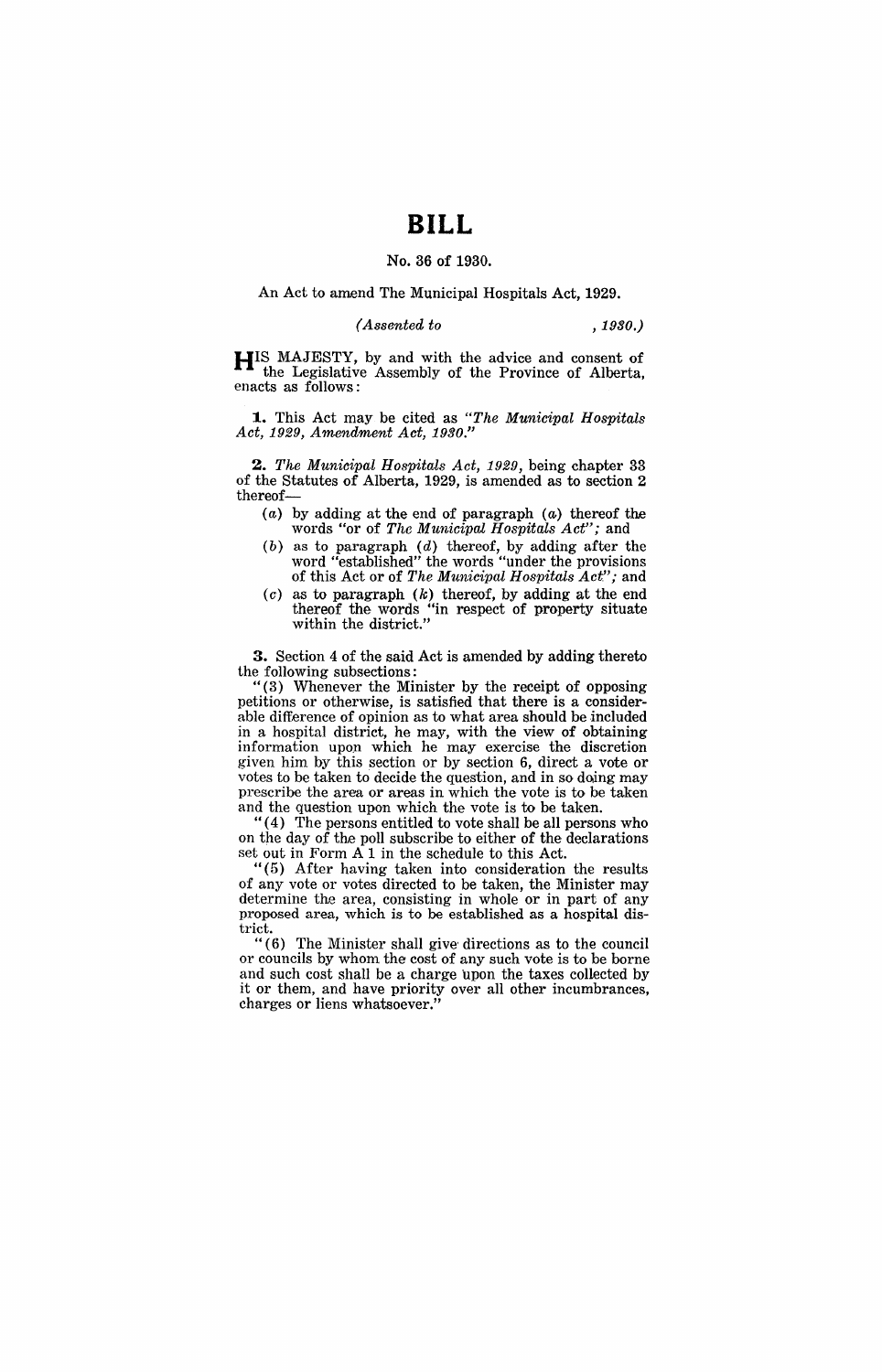# BILL

No. 36 of 1930.

An Act to amend The Municipal Hospitals Act, 1929.

*(Assented to , 1930.)*

HIS MAJESTY, by and with the advice and consent of the Legislative Assembly of the Province of Alberta, enacts as follows:

**1.** This Act may be cited as *"The Municipal Hospitals Act, 1929, Amendment Act, 1930."*

**2.** *The Municipal Hospitals Act, 1929*, being chapter 33 of the Statutes of Alberta, 1929, is amended as to section 2 thereof—

- (*a*) by adding at the end of paragraph (*a*) thereof the words "or of *The Municipal Hospitals Act*"; and
- (*b*) as to paragraph (*d*) thereof, by adding after the word "established" the words "under the provisions of this Act or of *The Municipal Hospitals Act*"; and
- (*c*) as to paragraph (*k*) thereof, by adding at the end thereof the words "in respect of property situate within the district."

**3.** Section 4 of the said Act is amended by adding thereto the following subsections:

"(3) Whenever the Minister by the receipt of opposing petitions or otherwise, is satisfied that there is a considerable difference of opinion as to what area should be included in a hospital district, he may, with the view of obtaining information upon which he may exercise the discretion given him by this section or by section 6, direct a vote or votes to be taken to decide the question, and in so doing may prescribe the area or areas in which the vote is to be taken and the question upon which the vote is to be taken.

"(4) The persons entitled to vote shall be all persons who on the day of the poll subscribe to either of the declarations set out in Form A 1 in the schedule to this Act.

"(5) After having taken into consideration the results of any vote or votes directed to be taken, the Minister may determine the area, consisting in whole or in part of any proposed area, which is to be established as a hospital district.

"(6) The Minister shall give directions as to the council or councils by whom the cost of any such vote is to be borne and such cost shall be a charge upon the taxes collected by it or them, and have priority over all other incumbrances, charges or liens whatsoever."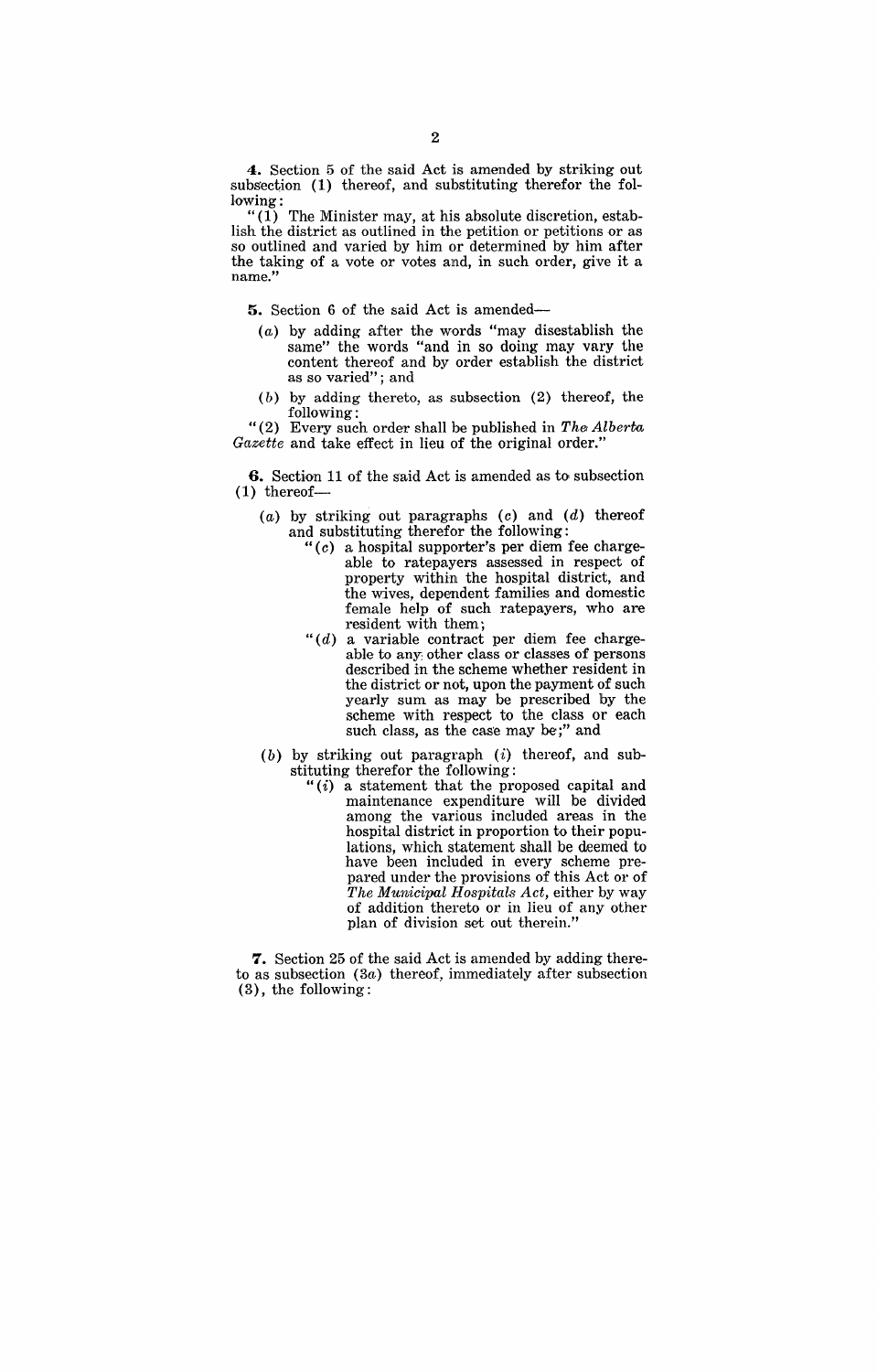**4.** Section 5 of the said Act is amended by striking out subsection (1) thereof, and substituting therefor the following:

"(1) The Minister may, at his absolute discretion, establish the district as outlined in the petition or petitions or as so outlined and varied by him or determined by him after the taking of a vote or votes and, in such order, give it a name."

**5.** Section 6 of the said Act is amended—

(*a*) by adding after the words "may disestablish the same" the words "and in so doing may vary the content thereof and by order establish the district as so varied"; and

(*b*) by adding thereto, as subsection (2) thereof, the following:

"(2) Every such order shall be published in *The Alberta Gazette* and take effect in lieu of the original order."

**6.** Section 11 of the said Act is amended as to subsection (1) thereof—

(*a*) by striking out paragraphs (*c*) and (*d*) thereof and substituting therefor the following:

"(*c*) a hospital supporter's per diem fee chargeable to ratepayers assessed in respect of property within the hospital district, and the wives, dependent families and domestic female help of such ratepayers, who are resident with them;

"(*d*) a variable contract per diem fee chargeable to any other class or classes of persons described in the scheme whether resident in the district or not, upon the payment of such yearly sum as may be prescribed by the scheme with respect to the class or each such class, as the case may be;" and

(*b*) by striking out paragraph (*i*) thereof, and substituting therefor the following:

"(*i*) a statement that the proposed capital and maintenance expenditure will be divided among the various included areas in the hospital district in proportion to their populations, which statement shall be deemed to have been included in every scheme prepared under the provisions of this Act or of *The Municipal Hospitals Act*, either by way of addition thereto or in lieu of any other plan of division set out therein."

**7.** Section 25 of the said Act is amended by adding thereto as subsection (3*a*) thereof, immediately after subsection (3), the following: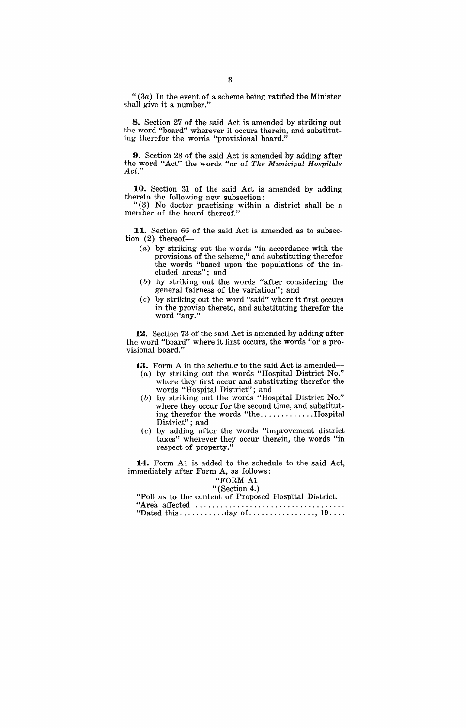"(3*a*) In the event of a scheme being ratified the Minister shall give it a number."

**8.** Section 27 of the said Act is amended by striking out the word "board" wherever it occurs therein, and substituting therefor the words "provisional board."

**9.** Section 28 of the said Act is amended by adding after the word "Act" the words "or of *The Municipal Hospitals Act*."

**10.** Section 31 of the said Act is amended by adding thereto the following new subsection:

"(3) No doctor practising within a district shall be a member of the board thereof."

**11.** Section 66 of the said Act is amended as to subsection (2) thereof—

- (*a*) by striking out the words "in accordance with the provisions of the scheme," and substituting therefor the words "based upon the populations of the included areas"; and
- (*b*) by striking out the words "after considering the general fairness of the variation"; and
- (*c*) by striking out the word "said" where it first occurs in the proviso thereto, and substituting therefor the word "any."

**12.** Section 73 of the said Act is amended by adding after the word "board" where it first occurs, the words "or a provisional board."

**13.** Form A in the schedule to the said Act is amended—

- (*a*) by striking out the words "Hospital District No." where they first occur and substituting therefor the words "Hospital District"; and
- (*b*) by striking out the words "Hospital District No." where they occur for the second time, and substituting therefor the words "the............Hospital District"; and
- (*c*) by adding after the words "improvement district taxes" wherever they occur therein, the words "in respect of property."

**14.** Form A1 is added to the schedule to the said Act, immediately after Form A, as follows:

"FORM A1

"(Section 4.)

"Poll as to the content of Proposed Hospital District.

"Area affected ....................................

"Dated this...........day of................, 19....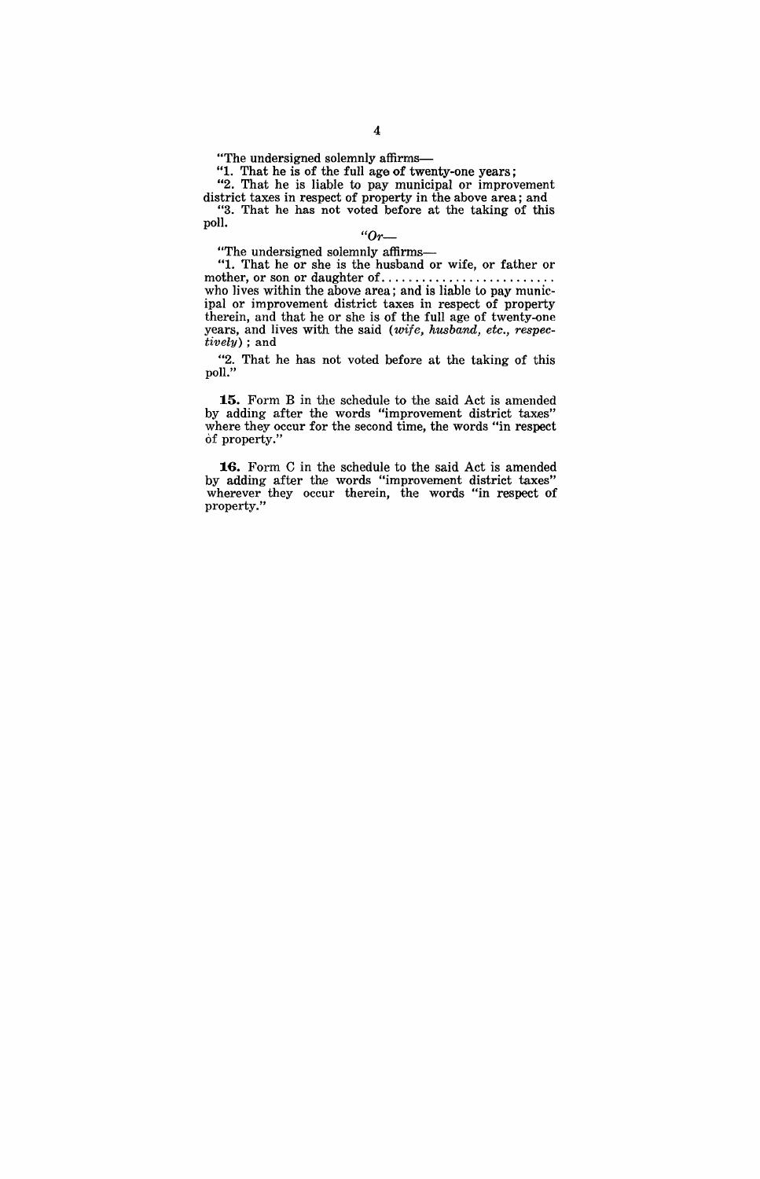"The undersigned solemnly affirms—

"1. That he is of the full age of twenty-one years;

"2. That he is liable to pay municipal or improvement district taxes in respect of property in the above area; and

"3. That he has not voted before at the taking of this poll.

*"Or—*

"The undersigned solemnly affirms—

"1. That he or she is the husband or wife, or father or mother, or son or daughter of.......................... who lives within the above area; and is liable to pay municipal or improvement district taxes in respect of property therein, and that he or she is of the full age of twenty-one years, and lives with the said (*wife, husband, etc., respectively*); and

"2. That he has not voted before at the taking of this poll."

**15.** Form B in the schedule to the said Act is amended by adding after the words "improvement district taxes" where they occur for the second time, the words "in respect of property."

**16.** Form C in the schedule to the said Act is amended by adding after the words "improvement district taxes" wherever they occur therein, the words "in respect of property."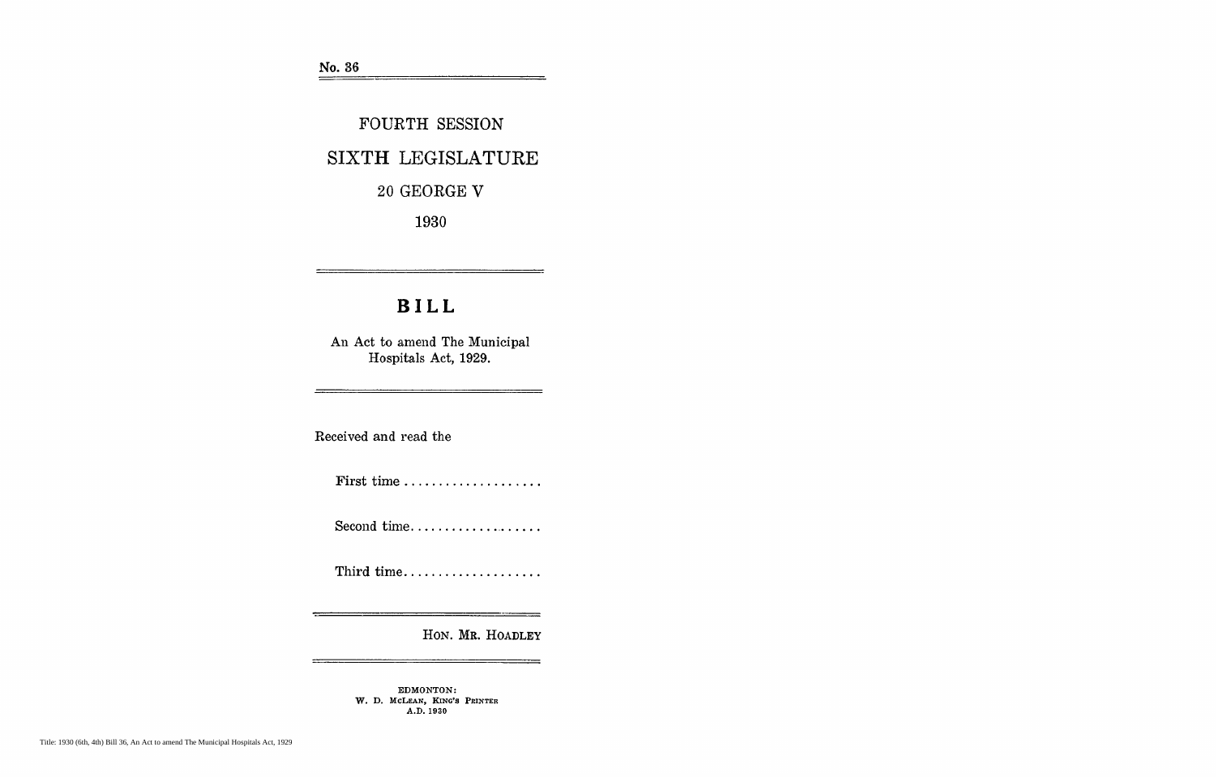No. 36

FOURTH SESSION

SIXTH LEGISLATURE

20 GEORGE V

1930

# BILL

An Act to amend The Municipal Hospitals Act, 1929.

Received and read the

First time ...................

Second time..................

Third time...................

HON. MR. HOADLEY

EDMONTON:
W. D. McLEAN, KING'S PRINTER
A.D. 1930

Title: 1930 (6th, 4th) Bill 36, An Act to amend The Municipal Hospitals Act, 1929